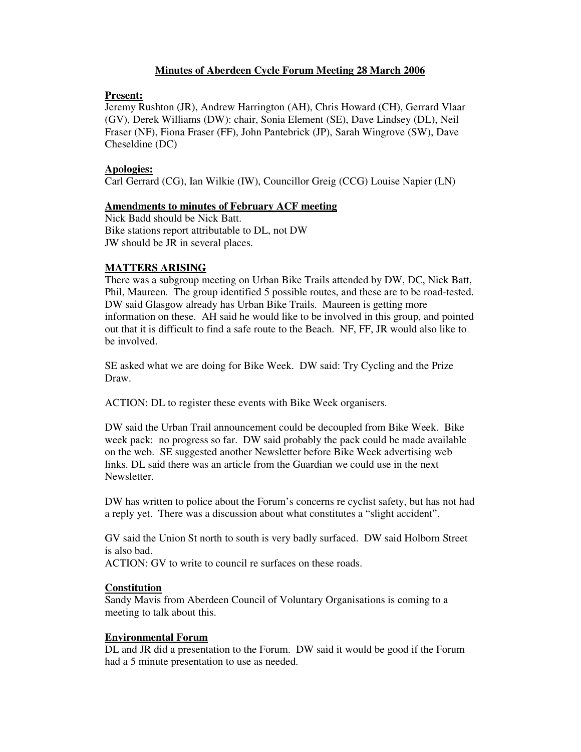# Minutes of Aberdeen Cycle Forum Meeting 28 March 2006

## Present:

Jeremy Rushton (JR), Andrew Harrington (AH), Chris Howard (CH), Gerrard Vlaar (GV), Derek Williams (DW): chair, Sonia Element (SE), Dave Lindsey (DL), Neil Fraser (NF), Fiona Fraser (FF), John Pantebrick (JP), Sarah Wingrove (SW), Dave Cheseldine (DC)

## Apologies:

Carl Gerrard (CG), Ian Wilkie (IW), Councillor Greig (CCG) Louise Napier (LN)

## Amendments to minutes of February ACF meeting

Nick Badd should be Nick Batt.
Bike stations report attributable to DL, not DW
JW should be JR in several places.

## MATTERS ARISING

There was a subgroup meeting on Urban Bike Trails attended by DW, DC, Nick Batt, Phil, Maureen. The group identified 5 possible routes, and these are to be road-tested. DW said Glasgow already has Urban Bike Trails. Maureen is getting more information on these. AH said he would like to be involved in this group, and pointed out that it is difficult to find a safe route to the Beach. NF, FF, JR would also like to be involved.

SE asked what we are doing for Bike Week. DW said: Try Cycling and the Prize Draw.

ACTION: DL to register these events with Bike Week organisers.

DW said the Urban Trail announcement could be decoupled from Bike Week. Bike week pack: no progress so far. DW said probably the pack could be made available on the web. SE suggested another Newsletter before Bike Week advertising web links. DL said there was an article from the Guardian we could use in the next Newsletter.

DW has written to police about the Forum's concerns re cyclist safety, but has not had a reply yet. There was a discussion about what constitutes a "slight accident".

GV said the Union St north to south is very badly surfaced. DW said Holborn Street is also bad.
ACTION: GV to write to council re surfaces on these roads.

## Constitution

Sandy Mavis from Aberdeen Council of Voluntary Organisations is coming to a meeting to talk about this.

## Environmental Forum

DL and JR did a presentation to the Forum. DW said it would be good if the Forum had a 5 minute presentation to use as needed.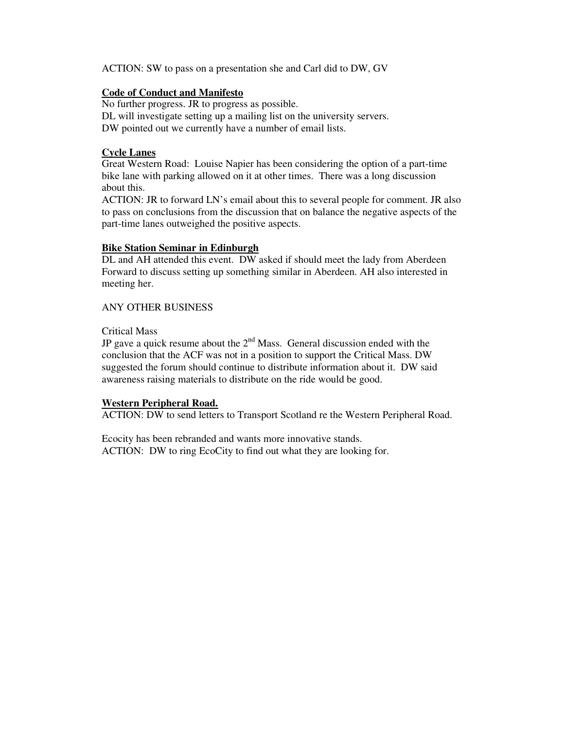ACTION: SW to pass on a presentation she and Carl did to DW, GV

**Code of Conduct and Manifesto**

No further progress. JR to progress as possible.
DL will investigate setting up a mailing list on the university servers.
DW pointed out we currently have a number of email lists.

**Cycle Lanes**

Great Western Road: Louise Napier has been considering the option of a part-time bike lane with parking allowed on it at other times. There was a long discussion about this.
ACTION: JR to forward LN's email about this to several people for comment. JR also to pass on conclusions from the discussion that on balance the negative aspects of the part-time lanes outweighed the positive aspects.

**Bike Station Seminar in Edinburgh**

DL and AH attended this event. DW asked if should meet the lady from Aberdeen Forward to discuss setting up something similar in Aberdeen. AH also interested in meeting her.

ANY OTHER BUSINESS

Critical Mass
JP gave a quick resume about the 2nd Mass. General discussion ended with the conclusion that the ACF was not in a position to support the Critical Mass. DW suggested the forum should continue to distribute information about it. DW said awareness raising materials to distribute on the ride would be good.

**Western Peripheral Road.**

ACTION: DW to send letters to Transport Scotland re the Western Peripheral Road.

Ecocity has been rebranded and wants more innovative stands.
ACTION: DW to ring EcoCity to find out what they are looking for.